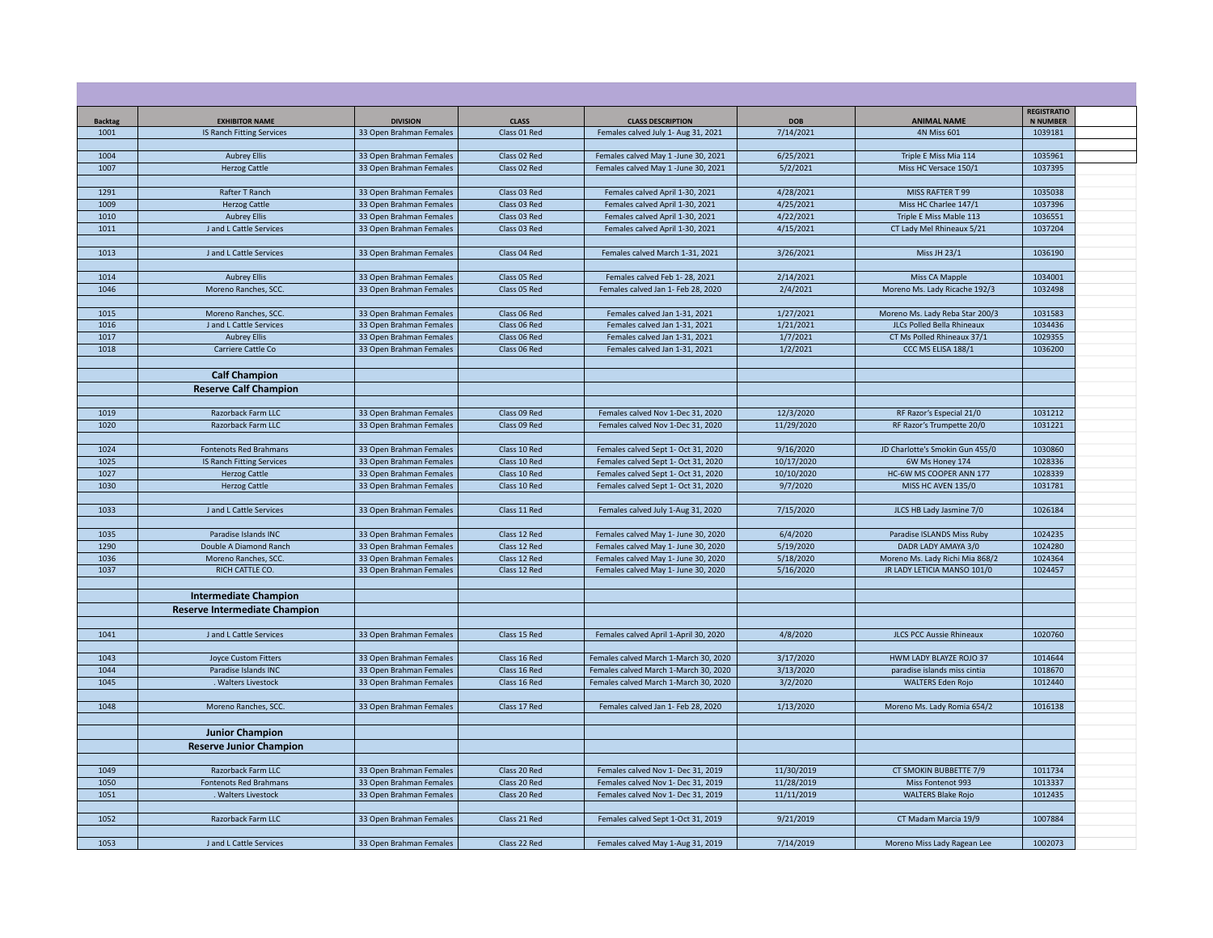| Backtag | EXHIBITOR NAME | DIVISION | CLASS | CLASS DESCRIPTION | DOB | ANIMAL NAME | REGISTRATION NUMBER |
|---|---|---|---|---|---|---|---|
| 1001 | IS Ranch Fitting Services | 33 Open Brahman Females | Class 01 Red | Females calved July 1- Aug 31, 2021 | 7/14/2021 | 4N Miss 601 | 1039181 |
| | | | | | | | |
| 1004 | Aubrey Ellis | 33 Open Brahman Females | Class 02 Red | Females calved May 1 -June 30, 2021 | 6/25/2021 | Triple E Miss Mia 114 | 1035961 |
| 1007 | Herzog Cattle | 33 Open Brahman Females | Class 02 Red | Females calved May 1 -June 30, 2021 | 5/2/2021 | Miss HC Versace 150/1 | 1037395 |
| | | | | | | | |
| 1291 | Rafter T Ranch | 33 Open Brahman Females | Class 03 Red | Females calved April 1-30, 2021 | 4/28/2021 | MISS RAFTER T 99 | 1035038 |
| 1009 | Herzog Cattle | 33 Open Brahman Females | Class 03 Red | Females calved April 1-30, 2021 | 4/25/2021 | Miss HC Charlee 147/1 | 1037396 |
| 1010 | Aubrey Ellis | 33 Open Brahman Females | Class 03 Red | Females calved April 1-30, 2021 | 4/22/2021 | Triple E Miss Mable 113 | 1036551 |
| 1011 | J and L Cattle Services | 33 Open Brahman Females | Class 03 Red | Females calved April 1-30, 2021 | 4/15/2021 | CT Lady Mel Rhineaux 5/21 | 1037204 |
| | | | | | | | |
| 1013 | J and L Cattle Services | 33 Open Brahman Females | Class 04 Red | Females calved March 1-31, 2021 | 3/26/2021 | Miss JH 23/1 | 1036190 |
| | | | | | | | |
| 1014 | Aubrey Ellis | 33 Open Brahman Females | Class 05 Red | Females calved Feb 1- 28, 2021 | 2/14/2021 | Miss CA Mapple | 1034001 |
| 1046 | Moreno Ranches, SCC. | 33 Open Brahman Females | Class 05 Red | Females calved Jan 1- Feb 28, 2020 | 2/4/2021 | Moreno Ms. Lady Ricache 192/3 | 1032498 |
| | | | | | | | |
| 1015 | Moreno Ranches, SCC. | 33 Open Brahman Females | Class 06 Red | Females calved Jan 1-31, 2021 | 1/27/2021 | Moreno Ms. Lady Reba Star 200/3 | 1031583 |
| 1016 | J and L Cattle Services | 33 Open Brahman Females | Class 06 Red | Females calved Jan 1-31, 2021 | 1/21/2021 | JLCs Polled Bella Rhineaux | 1034436 |
| 1017 | Aubrey Ellis | 33 Open Brahman Females | Class 06 Red | Females calved Jan 1-31, 2021 | 1/7/2021 | CT Ms Polled Rhineaux 37/1 | 1029355 |
| 1018 | Carriere Cattle Co | 33 Open Brahman Females | Class 06 Red | Females calved Jan 1-31, 2021 | 1/2/2021 | CCC MS ELISA 188/1 | 1036200 |
| | | | | | | | |
| | **Calf Champion** | | | | | | |
| | **Reserve Calf Champion** | | | | | | |
| | | | | | | | |
| 1019 | Razorback Farm LLC | 33 Open Brahman Females | Class 09 Red | Females calved Nov 1-Dec 31, 2020 | 12/3/2020 | RF Razor's Especial 21/0 | 1031212 |
| 1020 | Razorback Farm LLC | 33 Open Brahman Females | Class 09 Red | Females calved Nov 1-Dec 31, 2020 | 11/29/2020 | RF Razor's Trumpette 20/0 | 1031221 |
| | | | | | | | |
| 1024 | Fontenots Red Brahmans | 33 Open Brahman Females | Class 10 Red | Females calved Sept 1- Oct 31, 2020 | 9/16/2020 | JD Charlotte's Smokin Gun 455/0 | 1030860 |
| 1025 | IS Ranch Fitting Services | 33 Open Brahman Females | Class 10 Red | Females calved Sept 1- Oct 31, 2020 | 10/17/2020 | 6W Ms Honey 174 | 1028336 |
| 1027 | Herzog Cattle | 33 Open Brahman Females | Class 10 Red | Females calved Sept 1- Oct 31, 2020 | 10/10/2020 | HC-6W MS COOPER ANN 177 | 1028339 |
| 1030 | Herzog Cattle | 33 Open Brahman Females | Class 10 Red | Females calved Sept 1- Oct 31, 2020 | 9/7/2020 | MISS HC AVEN 135/0 | 1031781 |
| | | | | | | | |
| 1033 | J and L Cattle Services | 33 Open Brahman Females | Class 11 Red | Females calved July 1-Aug 31, 2020 | 7/15/2020 | JLCS HB Lady Jasmine 7/0 | 1026184 |
| | | | | | | | |
| 1035 | Paradise Islands INC | 33 Open Brahman Females | Class 12 Red | Females calved May 1- June 30, 2020 | 6/4/2020 | Paradise ISLANDS Miss Ruby | 1024235 |
| 1290 | Double A Diamond Ranch | 33 Open Brahman Females | Class 12 Red | Females calved May 1- June 30, 2020 | 5/19/2020 | DADR LADY AMAYA 3/0 | 1024280 |
| 1036 | Moreno Ranches, SCC. | 33 Open Brahman Females | Class 12 Red | Females calved May 1- June 30, 2020 | 5/18/2020 | Moreno Ms. Lady Richi Mia 868/2 | 1024364 |
| 1037 | RICH CATTLE CO. | 33 Open Brahman Females | Class 12 Red | Females calved May 1- June 30, 2020 | 5/16/2020 | JR LADY LETICIA MANSO 101/0 | 1024457 |
| | | | | | | | |
| | **Intermediate Champion** | | | | | | |
| | **Reserve Intermediate Champion** | | | | | | |
| | | | | | | | |
| 1041 | J and L Cattle Services | 33 Open Brahman Females | Class 15 Red | Females calved April 1-April 30, 2020 | 4/8/2020 | JLCS PCC Aussie Rhineaux | 1020760 |
| | | | | | | | |
| 1043 | Joyce Custom Fitters | 33 Open Brahman Females | Class 16 Red | Females calved March 1-March 30, 2020 | 3/17/2020 | HWM LADY BLAYZE ROJO 37 | 1014644 |
| 1044 | Paradise Islands INC | 33 Open Brahman Females | Class 16 Red | Females calved March 1-March 30, 2020 | 3/13/2020 | paradise islands miss cintia | 1018670 |
| 1045 | . Walters Livestock | 33 Open Brahman Females | Class 16 Red | Females calved March 1-March 30, 2020 | 3/2/2020 | WALTERS Eden Rojo | 1012440 |
| | | | | | | | |
| 1048 | Moreno Ranches, SCC. | 33 Open Brahman Females | Class 17 Red | Females calved Jan 1- Feb 28, 2020 | 1/13/2020 | Moreno Ms. Lady Romia 654/2 | 1016138 |
| | | | | | | | |
| | **Junior Champion** | | | | | | |
| | **Reserve Junior Champion** | | | | | | |
| | | | | | | | |
| 1049 | Razorback Farm LLC | 33 Open Brahman Females | Class 20 Red | Females calved Nov 1- Dec 31, 2019 | 11/30/2019 | CT SMOKIN BUBBETTE 7/9 | 1011734 |
| 1050 | Fontenots Red Brahmans | 33 Open Brahman Females | Class 20 Red | Females calved Nov 1- Dec 31, 2019 | 11/28/2019 | Miss Fontenot 993 | 1013337 |
| 1051 | . Walters Livestock | 33 Open Brahman Females | Class 20 Red | Females calved Nov 1- Dec 31, 2019 | 11/11/2019 | WALTERS Blake Rojo | 1012435 |
| | | | | | | | |
| 1052 | Razorback Farm LLC | 33 Open Brahman Females | Class 21 Red | Females calved Sept 1-Oct 31, 2019 | 9/21/2019 | CT Madam Marcia 19/9 | 1007884 |
| | | | | | | | |
| 1053 | J and L Cattle Services | 33 Open Brahman Females | Class 22 Red | Females calved May 1-Aug 31, 2019 | 7/14/2019 | Moreno Miss Lady Ragean Lee | 1002073 |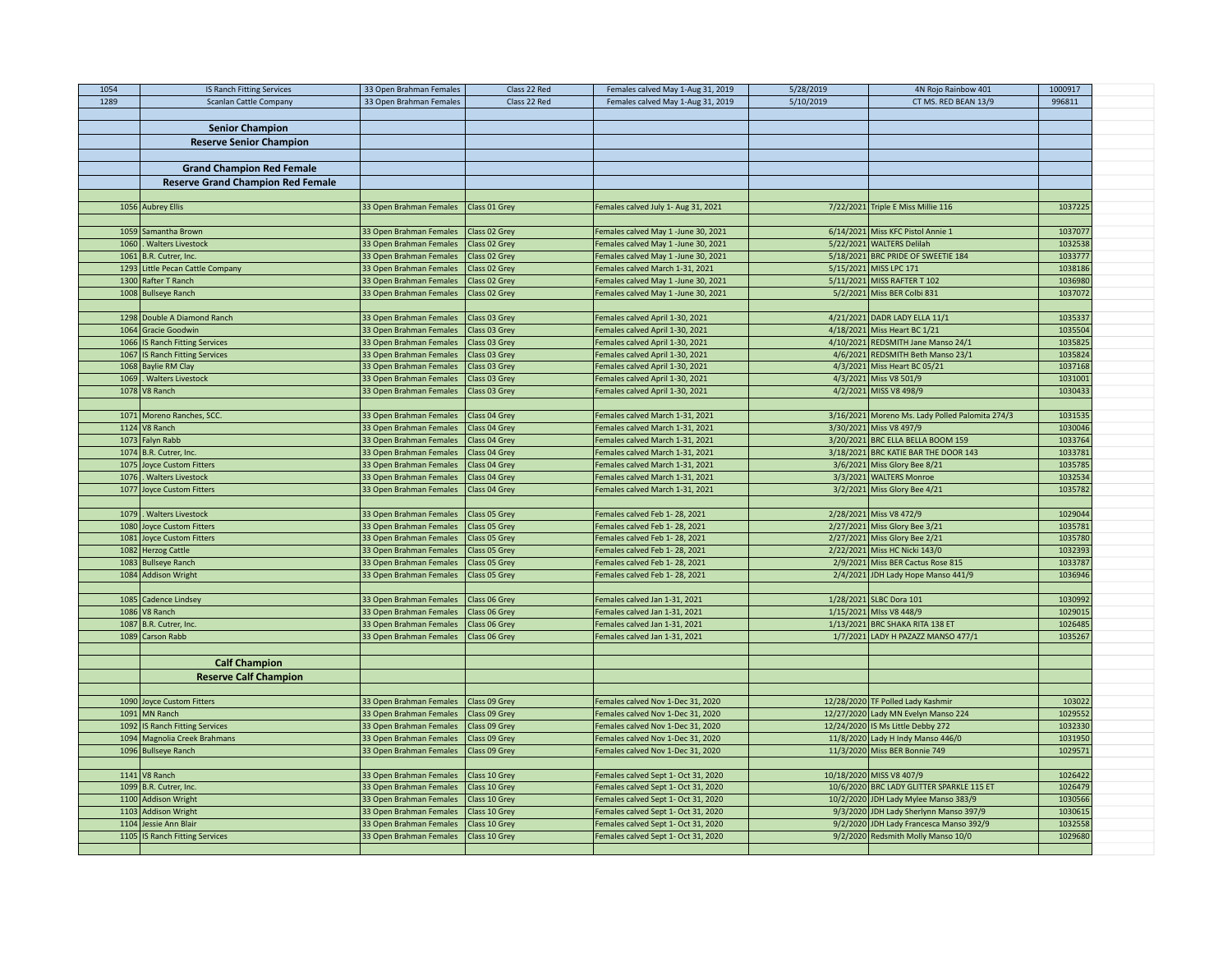| | | | | | | | |
|---|---|---|---|---|---|---|---|
| 1054 | IS Ranch Fitting Services | 33 Open Brahman Females | Class 22 Red | Females calved May 1-Aug 31, 2019 | 5/28/2019 | 4N Rojo Rainbow 401 | 1000917 |
| 1289 | Scanlan Cattle Company | 33 Open Brahman Females | Class 22 Red | Females calved May 1-Aug 31, 2019 | 5/10/2019 | CT MS. RED BEAN 13/9 | 996811 |
| | | | | | | | |
| | **Senior Champion** | | | | | | |
| | **Reserve Senior Champion** | | | | | | |
| | | | | | | | |
| | **Grand Champion Red Female** | | | | | | |
| | **Reserve Grand Champion Red Female** | | | | | | |
| | | | | | | | |
| 1056 | Aubrey Ellis | 33 Open Brahman Females | Class 01 Grey | Females calved July 1- Aug 31, 2021 | 7/22/2021 | Triple E Miss Millie 116 | 1037225 |
| | | | | | | | |
| 1059 | Samantha Brown | 33 Open Brahman Females | Class 02 Grey | Females calved May 1 -June 30, 2021 | 6/14/2021 | Miss KFC Pistol Annie 1 | 1037077 |
| 1060 | . Walters Livestock | 33 Open Brahman Females | Class 02 Grey | Females calved May 1 -June 30, 2021 | 5/22/2021 | WALTERS Delilah | 1032538 |
| 1061 | B.R. Cutrer, Inc. | 33 Open Brahman Females | Class 02 Grey | Females calved May 1 -June 30, 2021 | 5/18/2021 | BRC PRIDE OF SWEETIE 184 | 1033777 |
| 1293 | Little Pecan Cattle Company | 33 Open Brahman Females | Class 02 Grey | Females calved March 1-31, 2021 | 5/15/2021 | MISS LPC 171 | 1038186 |
| 1300 | Rafter T Ranch | 33 Open Brahman Females | Class 02 Grey | Females calved May 1 -June 30, 2021 | 5/11/2021 | MISS RAFTER T 102 | 1036980 |
| 1008 | Bullseye Ranch | 33 Open Brahman Females | Class 02 Grey | Females calved May 1 -June 30, 2021 | 5/2/2021 | Miss BER Colbi 831 | 1037072 |
| | | | | | | | |
| 1298 | Double A Diamond Ranch | 33 Open Brahman Females | Class 03 Grey | Females calved April 1-30, 2021 | 4/21/2021 | DADR LADY ELLA 11/1 | 1035337 |
| 1064 | Gracie Goodwin | 33 Open Brahman Females | Class 03 Grey | Females calved April 1-30, 2021 | 4/18/2021 | Miss Heart BC 1/21 | 1035504 |
| 1066 | IS Ranch Fitting Services | 33 Open Brahman Females | Class 03 Grey | Females calved April 1-30, 2021 | 4/10/2021 | REDSMITH Jane Manso 24/1 | 1035825 |
| 1067 | IS Ranch Fitting Services | 33 Open Brahman Females | Class 03 Grey | Females calved April 1-30, 2021 | 4/6/2021 | REDSMITH Beth Manso 23/1 | 1035824 |
| 1068 | Baylie RM Clay | 33 Open Brahman Females | Class 03 Grey | Females calved April 1-30, 2021 | 4/3/2021 | Miss Heart BC 05/21 | 1037168 |
| 1069 | . Walters Livestock | 33 Open Brahman Females | Class 03 Grey | Females calved April 1-30, 2021 | 4/3/2021 | Miss V8 501/9 | 1031001 |
| 1078 | V8 Ranch | 33 Open Brahman Females | Class 03 Grey | Females calved April 1-30, 2021 | 4/2/2021 | MISS V8 498/9 | 1030433 |
| | | | | | | | |
| 1071 | Moreno Ranches, SCC. | 33 Open Brahman Females | Class 04 Grey | Females calved March 1-31, 2021 | 3/16/2021 | Moreno Ms. Lady Polled Palomita 274/3 | 1031535 |
| 1124 | V8 Ranch | 33 Open Brahman Females | Class 04 Grey | Females calved March 1-31, 2021 | 3/30/2021 | Miss V8 497/9 | 1030046 |
| 1073 | Falyn Rabb | 33 Open Brahman Females | Class 04 Grey | Females calved March 1-31, 2021 | 3/20/2021 | BRC ELLA BELLA BOOM 159 | 1033764 |
| 1074 | B.R. Cutrer, Inc. | 33 Open Brahman Females | Class 04 Grey | Females calved March 1-31, 2021 | 3/18/2021 | BRC KATIE BAR THE DOOR 143 | 1033781 |
| 1075 | Joyce Custom Fitters | 33 Open Brahman Females | Class 04 Grey | Females calved March 1-31, 2021 | 3/6/2021 | Miss Glory Bee 8/21 | 1035785 |
| 1076 | . Walters Livestock | 33 Open Brahman Females | Class 04 Grey | Females calved March 1-31, 2021 | 3/3/2021 | WALTERS Monroe | 1032534 |
| 1077 | Joyce Custom Fitters | 33 Open Brahman Females | Class 04 Grey | Females calved March 1-31, 2021 | 3/2/2021 | Miss Glory Bee 4/21 | 1035782 |
| | | | | | | | |
| 1079 | . Walters Livestock | 33 Open Brahman Females | Class 05 Grey | Females calved Feb 1- 28, 2021 | 2/28/2021 | Miss V8 472/9 | 1029044 |
| 1080 | Joyce Custom Fitters | 33 Open Brahman Females | Class 05 Grey | Females calved Feb 1- 28, 2021 | 2/27/2021 | Miss Glory Bee 3/21 | 1035781 |
| 1081 | Joyce Custom Fitters | 33 Open Brahman Females | Class 05 Grey | Females calved Feb 1- 28, 2021 | 2/27/2021 | Miss Glory Bee 2/21 | 1035780 |
| 1082 | Herzog Cattle | 33 Open Brahman Females | Class 05 Grey | Females calved Feb 1- 28, 2021 | 2/22/2021 | Miss HC Nicki 143/0 | 1032393 |
| 1083 | Bullseye Ranch | 33 Open Brahman Females | Class 05 Grey | Females calved Feb 1- 28, 2021 | 2/9/2021 | Miss BER Cactus Rose 815 | 1033787 |
| 1084 | Addison Wright | 33 Open Brahman Females | Class 05 Grey | Females calved Feb 1- 28, 2021 | 2/4/2021 | JDH Lady Hope Manso 441/9 | 1036946 |
| | | | | | | | |
| 1085 | Cadence Lindsey | 33 Open Brahman Females | Class 06 Grey | Females calved Jan 1-31, 2021 | 1/28/2021 | SLBC Dora 101 | 1030992 |
| 1086 | V8 Ranch | 33 Open Brahman Females | Class 06 Grey | Females calved Jan 1-31, 2021 | 1/15/2021 | MIss V8 448/9 | 1029015 |
| 1087 | B.R. Cutrer, Inc. | 33 Open Brahman Females | Class 06 Grey | Females calved Jan 1-31, 2021 | 1/13/2021 | BRC SHAKA RITA 138 ET | 1026485 |
| 1089 | Carson Rabb | 33 Open Brahman Females | Class 06 Grey | Females calved Jan 1-31, 2021 | 1/7/2021 | LADY H PAZAZZ MANSO 477/1 | 1035267 |
| | | | | | | | |
| | **Calf Champion** | | | | | | |
| | **Reserve Calf Champion** | | | | | | |
| | | | | | | | |
| 1090 | Joyce Custom Fitters | 33 Open Brahman Females | Class 09 Grey | Females calved Nov 1-Dec 31, 2020 | 12/28/2020 | TF Polled Lady Kashmir | 103022 |
| 1091 | MN Ranch | 33 Open Brahman Females | Class 09 Grey | Females calved Nov 1-Dec 31, 2020 | 12/27/2020 | Lady MN Evelyn Manso 224 | 1029552 |
| 1092 | IS Ranch Fitting Services | 33 Open Brahman Females | Class 09 Grey | Females calved Nov 1-Dec 31, 2020 | 12/24/2020 | IS Ms Little Debby 272 | 1032330 |
| 1094 | Magnolia Creek Brahmans | 33 Open Brahman Females | Class 09 Grey | Females calved Nov 1-Dec 31, 2020 | 11/8/2020 | Lady H Indy Manso 446/0 | 1031950 |
| 1096 | Bullseye Ranch | 33 Open Brahman Females | Class 09 Grey | Females calved Nov 1-Dec 31, 2020 | 11/3/2020 | Miss BER Bonnie 749 | 1029571 |
| | | | | | | | |
| 1141 | V8 Ranch | 33 Open Brahman Females | Class 10 Grey | Females calved Sept 1- Oct 31, 2020 | 10/18/2020 | MISS V8 407/9 | 1026422 |
| 1099 | B.R. Cutrer, Inc. | 33 Open Brahman Females | Class 10 Grey | Females calved Sept 1- Oct 31, 2020 | 10/6/2020 | BRC LADY GLITTER SPARKLE 115 ET | 1026479 |
| 1100 | Addison Wright | 33 Open Brahman Females | Class 10 Grey | Females calved Sept 1- Oct 31, 2020 | 10/2/2020 | JDH Lady Mylee Manso 383/9 | 1030566 |
| 1103 | Addison Wright | 33 Open Brahman Females | Class 10 Grey | Females calved Sept 1- Oct 31, 2020 | 9/3/2020 | JDH Lady Sherlynn Manso 397/9 | 1030615 |
| 1104 | Jessie Ann Blair | 33 Open Brahman Females | Class 10 Grey | Females calved Sept 1- Oct 31, 2020 | 9/2/2020 | JDH Lady Francesca Manso 392/9 | 1032558 |
| 1105 | IS Ranch Fitting Services | 33 Open Brahman Females | Class 10 Grey | Females calved Sept 1- Oct 31, 2020 | 9/2/2020 | Redsmith Molly Manso 10/0 | 1029680 |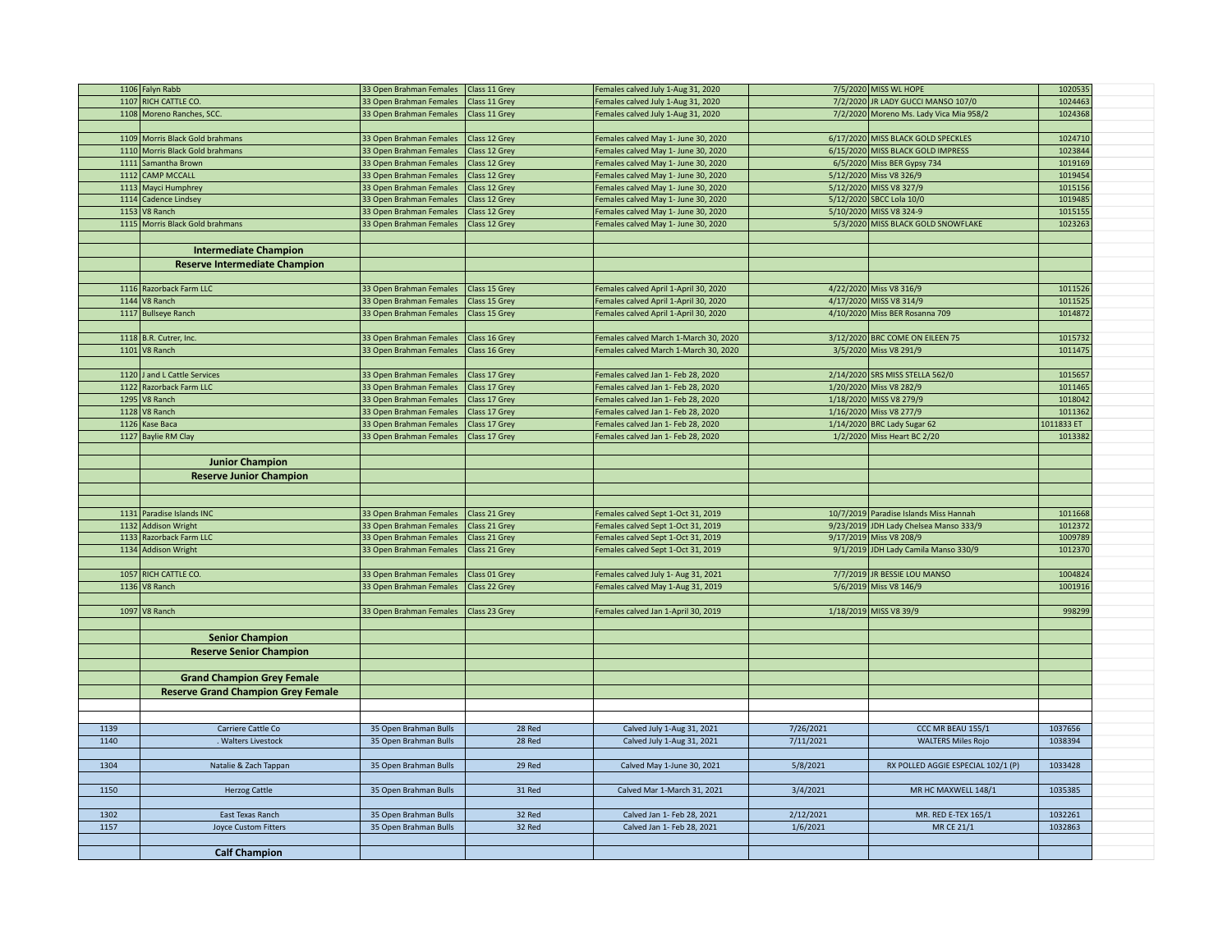| | | | | | | | |
|---|---|---|---|---|---|---|---|
| 1106 | Falyn Rabb | 33 Open Brahman Females | Class 11 Grey | Females calved July 1-Aug 31, 2020 | 7/5/2020 | MISS WL HOPE | 1020535 |
| 1107 | RICH CATTLE CO. | 33 Open Brahman Females | Class 11 Grey | Females calved July 1-Aug 31, 2020 | 7/2/2020 | JR LADY GUCCI MANSO 107/0 | 1024463 |
| 1108 | Moreno Ranches, SCC. | 33 Open Brahman Females | Class 11 Grey | Females calved July 1-Aug 31, 2020 | 7/2/2020 | Moreno Ms. Lady Vica Mia 958/2 | 1024368 |
| | | | | | | | |
| 1109 | Morris Black Gold brahmans | 33 Open Brahman Females | Class 12 Grey | Females calved May 1- June 30, 2020 | 6/17/2020 | MISS BLACK GOLD SPECKLES | 1024710 |
| 1110 | Morris Black Gold brahmans | 33 Open Brahman Females | Class 12 Grey | Females calved May 1- June 30, 2020 | 6/15/2020 | MISS BLACK GOLD IMPRESS | 1023844 |
| 1111 | Samantha Brown | 33 Open Brahman Females | Class 12 Grey | Females calved May 1- June 30, 2020 | 6/5/2020 | Miss BER Gypsy 734 | 1019169 |
| 1112 | CAMP MCCALL | 33 Open Brahman Females | Class 12 Grey | Females calved May 1- June 30, 2020 | 5/12/2020 | Miss V8 326/9 | 1019454 |
| 1113 | Mayci Humphrey | 33 Open Brahman Females | Class 12 Grey | Females calved May 1- June 30, 2020 | 5/12/2020 | MISS V8 327/9 | 1015156 |
| 1114 | Cadence Lindsey | 33 Open Brahman Females | Class 12 Grey | Females calved May 1- June 30, 2020 | 5/12/2020 | SBCC Lola 10/0 | 1019485 |
| 1153 | V8 Ranch | 33 Open Brahman Females | Class 12 Grey | Females calved May 1- June 30, 2020 | 5/10/2020 | MISS V8 324-9 | 1015155 |
| 1115 | Morris Black Gold brahmans | 33 Open Brahman Females | Class 12 Grey | Females calved May 1- June 30, 2020 | 5/3/2020 | MISS BLACK GOLD SNOWFLAKE | 1023263 |
| | | | | | | | |
| | **Intermediate Champion** | | | | | | |
| | **Reserve Intermediate Champion** | | | | | | |
| | | | | | | | |
| 1116 | Razorback Farm LLC | 33 Open Brahman Females | Class 15 Grey | Females calved April 1-April 30, 2020 | 4/22/2020 | Miss V8 316/9 | 1011526 |
| 1144 | V8 Ranch | 33 Open Brahman Females | Class 15 Grey | Females calved April 1-April 30, 2020 | 4/17/2020 | MISS V8 314/9 | 1011525 |
| 1117 | Bullseye Ranch | 33 Open Brahman Females | Class 15 Grey | Females calved April 1-April 30, 2020 | 4/10/2020 | Miss BER Rosanna 709 | 1014872 |
| | | | | | | | |
| 1118 | B.R. Cutrer, Inc. | 33 Open Brahman Females | Class 16 Grey | Females calved March 1-March 30, 2020 | 3/12/2020 | BRC COME ON EILEEN 75 | 1015732 |
| 1101 | V8 Ranch | 33 Open Brahman Females | Class 16 Grey | Females calved March 1-March 30, 2020 | 3/5/2020 | Miss V8 291/9 | 1011475 |
| | | | | | | | |
| 1120 | J and L Cattle Services | 33 Open Brahman Females | Class 17 Grey | Females calved Jan 1- Feb 28, 2020 | 2/14/2020 | SRS MISS STELLA 562/0 | 1015657 |
| 1122 | Razorback Farm LLC | 33 Open Brahman Females | Class 17 Grey | Females calved Jan 1- Feb 28, 2020 | 1/20/2020 | Miss V8 282/9 | 1011465 |
| 1295 | V8 Ranch | 33 Open Brahman Females | Class 17 Grey | Females calved Jan 1- Feb 28, 2020 | 1/18/2020 | MISS V8 279/9 | 1018042 |
| 1128 | V8 Ranch | 33 Open Brahman Females | Class 17 Grey | Females calved Jan 1- Feb 28, 2020 | 1/16/2020 | Miss V8 277/9 | 1011362 |
| 1126 | Kase Baca | 33 Open Brahman Females | Class 17 Grey | Females calved Jan 1- Feb 28, 2020 | 1/14/2020 | BRC Lady Sugar 62 | 1011833 ET |
| 1127 | Baylie RM Clay | 33 Open Brahman Females | Class 17 Grey | Females calved Jan 1- Feb 28, 2020 | 1/2/2020 | Miss Heart BC 2/20 | 1013382 |
| | | | | | | | |
| | **Junior Champion** | | | | | | |
| | **Reserve Junior Champion** | | | | | | |
| | | | | | | | |
| | | | | | | | |
| 1131 | Paradise Islands INC | 33 Open Brahman Females | Class 21 Grey | Females calved Sept 1-Oct 31, 2019 | 10/7/2019 | Paradise Islands Miss Hannah | 1011668 |
| 1132 | Addison Wright | 33 Open Brahman Females | Class 21 Grey | Females calved Sept 1-Oct 31, 2019 | 9/23/2019 | JDH Lady Chelsea Manso 333/9 | 1012372 |
| 1133 | Razorback Farm LLC | 33 Open Brahman Females | Class 21 Grey | Females calved Sept 1-Oct 31, 2019 | 9/17/2019 | Miss V8 208/9 | 1009789 |
| 1134 | Addison Wright | 33 Open Brahman Females | Class 21 Grey | Females calved Sept 1-Oct 31, 2019 | 9/1/2019 | JDH Lady Camila Manso 330/9 | 1012370 |
| | | | | | | | |
| 1057 | RICH CATTLE CO. | 33 Open Brahman Females | Class 01 Grey | Females calved July 1- Aug 31, 2021 | 7/7/2019 | JR BESSIE LOU MANSO | 1004824 |
| 1136 | V8 Ranch | 33 Open Brahman Females | Class 22 Grey | Females calved May 1-Aug 31, 2019 | 5/6/2019 | Miss V8 146/9 | 1001916 |
| | | | | | | | |
| 1097 | V8 Ranch | 33 Open Brahman Females | Class 23 Grey | Females calved Jan 1-April 30, 2019 | 1/18/2019 | MISS V8 39/9 | 998299 |
| | | | | | | | |
| | **Senior Champion** | | | | | | |
| | **Reserve Senior Champion** | | | | | | |
| | | | | | | | |
| | **Grand Champion Grey Female** | | | | | | |
| | **Reserve Grand Champion Grey Female** | | | | | | |
| | | | | | | | |
| | | | | | | | |
| 1139 | Carriere Cattle Co | 35 Open Brahman Bulls | 28 Red | Calved July 1-Aug 31, 2021 | 7/26/2021 | CCC MR BEAU 155/1 | 1037656 |
| 1140 | . Walters Livestock | 35 Open Brahman Bulls | 28 Red | Calved July 1-Aug 31, 2021 | 7/11/2021 | WALTERS Miles Rojo | 1038394 |
| | | | | | | | |
| 1304 | Natalie & Zach Tappan | 35 Open Brahman Bulls | 29 Red | Calved May 1-June 30, 2021 | 5/8/2021 | RX POLLED AGGIE ESPECIAL 102/1 (P) | 1033428 |
| | | | | | | | |
| 1150 | Herzog Cattle | 35 Open Brahman Bulls | 31 Red | Calved Mar 1-March 31, 2021 | 3/4/2021 | MR HC MAXWELL 148/1 | 1035385 |
| | | | | | | | |
| 1302 | East Texas Ranch | 35 Open Brahman Bulls | 32 Red | Calved Jan 1- Feb 28, 2021 | 2/12/2021 | MR. RED E-TEX 165/1 | 1032261 |
| 1157 | Joyce Custom Fitters | 35 Open Brahman Bulls | 32 Red | Calved Jan 1- Feb 28, 2021 | 1/6/2021 | MR CE 21/1 | 1032863 |
| | | | | | | | |
| | **Calf Champion** | | | | | | |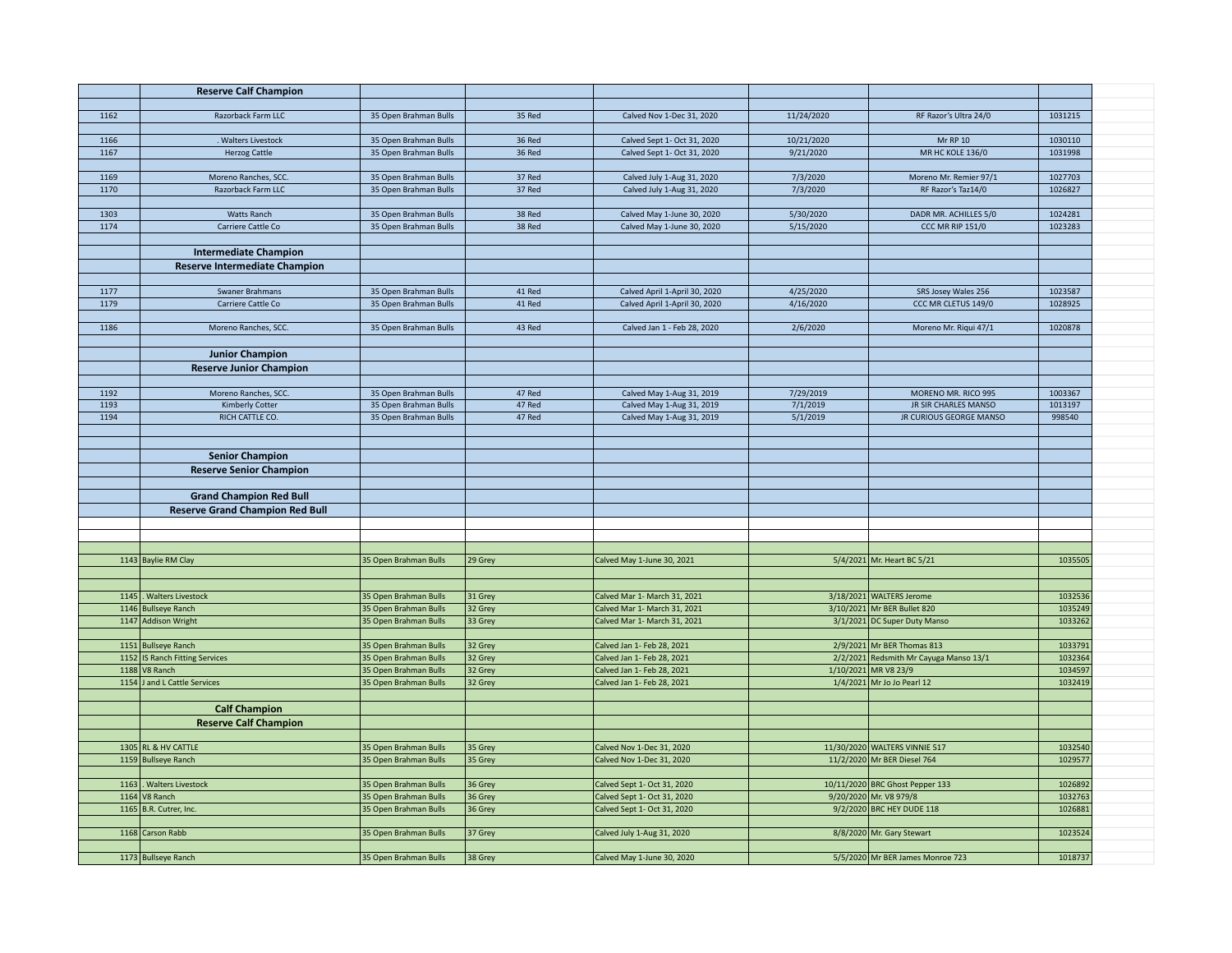| | | | | | | | |
|---|---|---|---|---|---|---|---|
| | **Reserve Calf Champion** | | | | | | |
| | | | | | | | |
| 1162 | Razorback Farm LLC | 35 Open Brahman Bulls | 35 Red | Calved Nov 1-Dec 31, 2020 | 11/24/2020 | RF Razor's Ultra 24/0 | 1031215 |
| | | | | | | | |
| 1166 | . Walters Livestock | 35 Open Brahman Bulls | 36 Red | Calved Sept 1- Oct 31, 2020 | 10/21/2020 | Mr RP 10 | 1030110 |
| 1167 | Herzog Cattle | 35 Open Brahman Bulls | 36 Red | Calved Sept 1- Oct 31, 2020 | 9/21/2020 | MR HC KOLE 136/0 | 1031998 |
| | | | | | | | |
| 1169 | Moreno Ranches, SCC. | 35 Open Brahman Bulls | 37 Red | Calved July 1-Aug 31, 2020 | 7/3/2020 | Moreno Mr. Remier 97/1 | 1027703 |
| 1170 | Razorback Farm LLC | 35 Open Brahman Bulls | 37 Red | Calved July 1-Aug 31, 2020 | 7/3/2020 | RF Razor's Taz14/0 | 1026827 |
| | | | | | | | |
| 1303 | Watts Ranch | 35 Open Brahman Bulls | 38 Red | Calved May 1-June 30, 2020 | 5/30/2020 | DADR MR. ACHILLES 5/0 | 1024281 |
| 1174 | Carriere Cattle Co | 35 Open Brahman Bulls | 38 Red | Calved May 1-June 30, 2020 | 5/15/2020 | CCC MR RIP 151/0 | 1023283 |
| | | | | | | | |
| | **Intermediate Champion** | | | | | | |
| | **Reserve Intermediate Champion** | | | | | | |
| | | | | | | | |
| 1177 | Swaner Brahmans | 35 Open Brahman Bulls | 41 Red | Calved April 1-April 30, 2020 | 4/25/2020 | SRS Josey Wales 256 | 1023587 |
| 1179 | Carriere Cattle Co | 35 Open Brahman Bulls | 41 Red | Calved April 1-April 30, 2020 | 4/16/2020 | CCC MR CLETUS 149/0 | 1028925 |
| | | | | | | | |
| 1186 | Moreno Ranches, SCC. | 35 Open Brahman Bulls | 43 Red | Calved Jan 1 - Feb 28, 2020 | 2/6/2020 | Moreno Mr. Riqui 47/1 | 1020878 |
| | | | | | | | |
| | **Junior Champion** | | | | | | |
| | **Reserve Junior Champion** | | | | | | |
| | | | | | | | |
| 1192 | Moreno Ranches, SCC. | 35 Open Brahman Bulls | 47 Red | Calved May 1-Aug 31, 2019 | 7/29/2019 | MORENO MR. RICO 995 | 1003367 |
| 1193 | Kimberly Cotter | 35 Open Brahman Bulls | 47 Red | Calved May 1-Aug 31, 2019 | 7/1/2019 | JR SIR CHARLES MANSO | 1013197 |
| 1194 | RICH CATTLE CO. | 35 Open Brahman Bulls | 47 Red | Calved May 1-Aug 31, 2019 | 5/1/2019 | JR CURIOUS GEORGE MANSO | 998540 |
| | | | | | | | |
| | | | | | | | |
| | **Senior Champion** | | | | | | |
| | **Reserve Senior Champion** | | | | | | |
| | | | | | | | |
| | **Grand Champion Red Bull** | | | | | | |
| | **Reserve Grand Champion Red Bull** | | | | | | |
| | | | | | | | |
| | | | | | | | |
| | | | | | | | |
| 1143 | Baylie RM Clay | 35 Open Brahman Bulls | 29 Grey | Calved May 1-June 30, 2021 | 5/4/2021 | Mr. Heart BC 5/21 | 1035505 |
| | | | | | | | |
| | | | | | | | |
| 1145 | . Walters Livestock | 35 Open Brahman Bulls | 31 Grey | Calved Mar 1- March 31, 2021 | 3/18/2021 | WALTERS Jerome | 1032536 |
| 1146 | Bullseye Ranch | 35 Open Brahman Bulls | 32 Grey | Calved Mar 1- March 31, 2021 | 3/10/2021 | Mr BER Bullet 820 | 1035249 |
| 1147 | Addison Wright | 35 Open Brahman Bulls | 33 Grey | Calved Mar 1- March 31, 2021 | 3/1/2021 | DC Super Duty Manso | 1033262 |
| | | | | | | | |
| 1151 | Bullseye Ranch | 35 Open Brahman Bulls | 32 Grey | Calved Jan 1- Feb 28, 2021 | 2/9/2021 | Mr BER Thomas 813 | 1033791 |
| 1152 | IS Ranch Fitting Services | 35 Open Brahman Bulls | 32 Grey | Calved Jan 1- Feb 28, 2021 | 2/2/2021 | Redsmith Mr Cayuga Manso 13/1 | 1032364 |
| 1188 | V8 Ranch | 35 Open Brahman Bulls | 32 Grey | Calved Jan 1- Feb 28, 2021 | 1/10/2021 | MR V8 23/9 | 1034597 |
| 1154 | J and L Cattle Services | 35 Open Brahman Bulls | 32 Grey | Calved Jan 1- Feb 28, 2021 | 1/4/2021 | Mr Jo Jo Pearl 12 | 1032419 |
| | | | | | | | |
| | **Calf Champion** | | | | | | |
| | **Reserve Calf Champion** | | | | | | |
| | | | | | | | |
| 1305 | RL & HV CATTLE | 35 Open Brahman Bulls | 35 Grey | Calved Nov 1-Dec 31, 2020 | 11/30/2020 | WALTERS VINNIE 517 | 1032540 |
| 1159 | Bullseye Ranch | 35 Open Brahman Bulls | 35 Grey | Calved Nov 1-Dec 31, 2020 | 11/2/2020 | Mr BER Diesel 764 | 1029577 |
| | | | | | | | |
| 1163 | . Walters Livestock | 35 Open Brahman Bulls | 36 Grey | Calved Sept 1- Oct 31, 2020 | 10/11/2020 | BRC Ghost Pepper 133 | 1026892 |
| 1164 | V8 Ranch | 35 Open Brahman Bulls | 36 Grey | Calved Sept 1- Oct 31, 2020 | 9/20/2020 | Mr. V8 979/8 | 1032763 |
| 1165 | B.R. Cutrer, Inc. | 35 Open Brahman Bulls | 36 Grey | Calved Sept 1- Oct 31, 2020 | 9/2/2020 | BRC HEY DUDE 118 | 1026881 |
| | | | | | | | |
| 1168 | Carson Rabb | 35 Open Brahman Bulls | 37 Grey | Calved July 1-Aug 31, 2020 | 8/8/2020 | Mr. Gary Stewart | 1023524 |
| | | | | | | | |
| 1173 | Bullseye Ranch | 35 Open Brahman Bulls | 38 Grey | Calved May 1-June 30, 2020 | 5/5/2020 | Mr BER James Monroe 723 | 1018737 |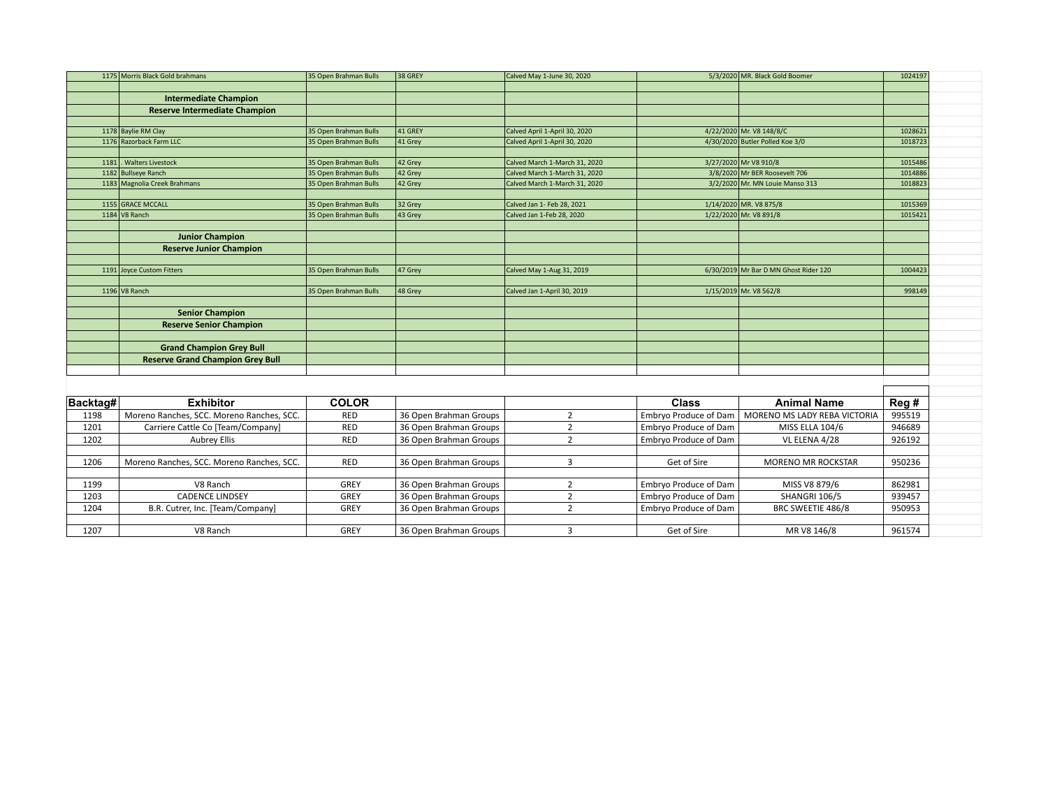| | | | | | | | |
|---|---|---|---|---|---|---|---|
| 1175 | Morris Black Gold brahmans | 35 Open Brahman Bulls | 38 GREY | Calved May 1-June 30, 2020 | 5/3/2020 | MR. Black Gold Boomer | 1024197 |
| | | | | | | | |
| | **Intermediate Champion** | | | | | | |
| | **Reserve Intermediate Champion** | | | | | | |
| | | | | | | | |
| 1178 | Baylie RM Clay | 35 Open Brahman Bulls | 41 GREY | Calved April 1-April 30, 2020 | 4/22/2020 | Mr. V8 148/8/C | 1028621 |
| 1176 | Razorback Farm LLC | 35 Open Brahman Bulls | 41 Grey | Calved April 1-April 30, 2020 | 4/30/2020 | Butler Polled Koe 3/0 | 1018723 |
| | | | | | | | |
| 1181 | . Walters Livestock | 35 Open Brahman Bulls | 42 Grey | Calved March 1-March 31, 2020 | 3/27/2020 | Mr V8 910/8 | 1015486 |
| 1182 | Bullseye Ranch | 35 Open Brahman Bulls | 42 Grey | Calved March 1-March 31, 2020 | 3/8/2020 | Mr BER Roosevelt 706 | 1014886 |
| 1183 | Magnolia Creek Brahmans | 35 Open Brahman Bulls | 42 Grey | Calved March 1-March 31, 2020 | 3/2/2020 | Mr. MN Louie Manso 313 | 1018823 |
| | | | | | | | |
| 1155 | GRACE MCCALL | 35 Open Brahman Bulls | 32 Grey | Calved Jan 1- Feb 28, 2021 | 1/14/2020 | MR. V8 875/8 | 1015369 |
| 1184 | V8 Ranch | 35 Open Brahman Bulls | 43 Grey | Calved Jan 1-Feb 28, 2020 | 1/22/2020 | Mr. V8 891/8 | 1015421 |
| | | | | | | | |
| | **Junior Champion** | | | | | | |
| | **Reserve Junior Champion** | | | | | | |
| | | | | | | | |
| 1191 | Joyce Custom Fitters | 35 Open Brahman Bulls | 47 Grey | Calved May 1-Aug 31, 2019 | 6/30/2019 | Mr Bar D MN Ghost Rider 120 | 1004423 |
| | | | | | | | |
| 1196 | V8 Ranch | 35 Open Brahman Bulls | 48 Grey | Calved Jan 1-April 30, 2019 | 1/15/2019 | Mr. V8 562/8 | 998149 |
| | | | | | | | |
| | **Senior Champion** | | | | | | |
| | **Reserve Senior Champion** | | | | | | |
| | | | | | | | |
| | **Grand Champion Grey Bull** | | | | | | |
| | **Reserve Grand Champion Grey Bull** | | | | | | |

| Backtag# | Exhibitor | COLOR | | | Class | Animal Name | Reg # |
|---|---|---|---|---|---|---|---|
| 1198 | Moreno Ranches, SCC. Moreno Ranches, SCC. | RED | 36 Open Brahman Groups | 2 | Embryo Produce of Dam | MORENO MS LADY REBA VICTORIA | 995519 |
| 1201 | Carriere Cattle Co [Team/Company] | RED | 36 Open Brahman Groups | 2 | Embryo Produce of Dam | MISS ELLA 104/6 | 946689 |
| 1202 | Aubrey Ellis | RED | 36 Open Brahman Groups | 2 | Embryo Produce of Dam | VL ELENA 4/28 | 926192 |
| | | | | | | | |
| 1206 | Moreno Ranches, SCC. Moreno Ranches, SCC. | RED | 36 Open Brahman Groups | 3 | Get of Sire | MORENO MR ROCKSTAR | 950236 |
| | | | | | | | |
| 1199 | V8 Ranch | GREY | 36 Open Brahman Groups | 2 | Embryo Produce of Dam | MISS V8 879/6 | 862981 |
| 1203 | CADENCE LINDSEY | GREY | 36 Open Brahman Groups | 2 | Embryo Produce of Dam | SHANGRI 106/5 | 939457 |
| 1204 | B.R. Cutrer, Inc. [Team/Company] | GREY | 36 Open Brahman Groups | 2 | Embryo Produce of Dam | BRC SWEETIE 486/8 | 950953 |
| | | | | | | | |
| 1207 | V8 Ranch | GREY | 36 Open Brahman Groups | 3 | Get of Sire | MR V8 146/8 | 961574 |